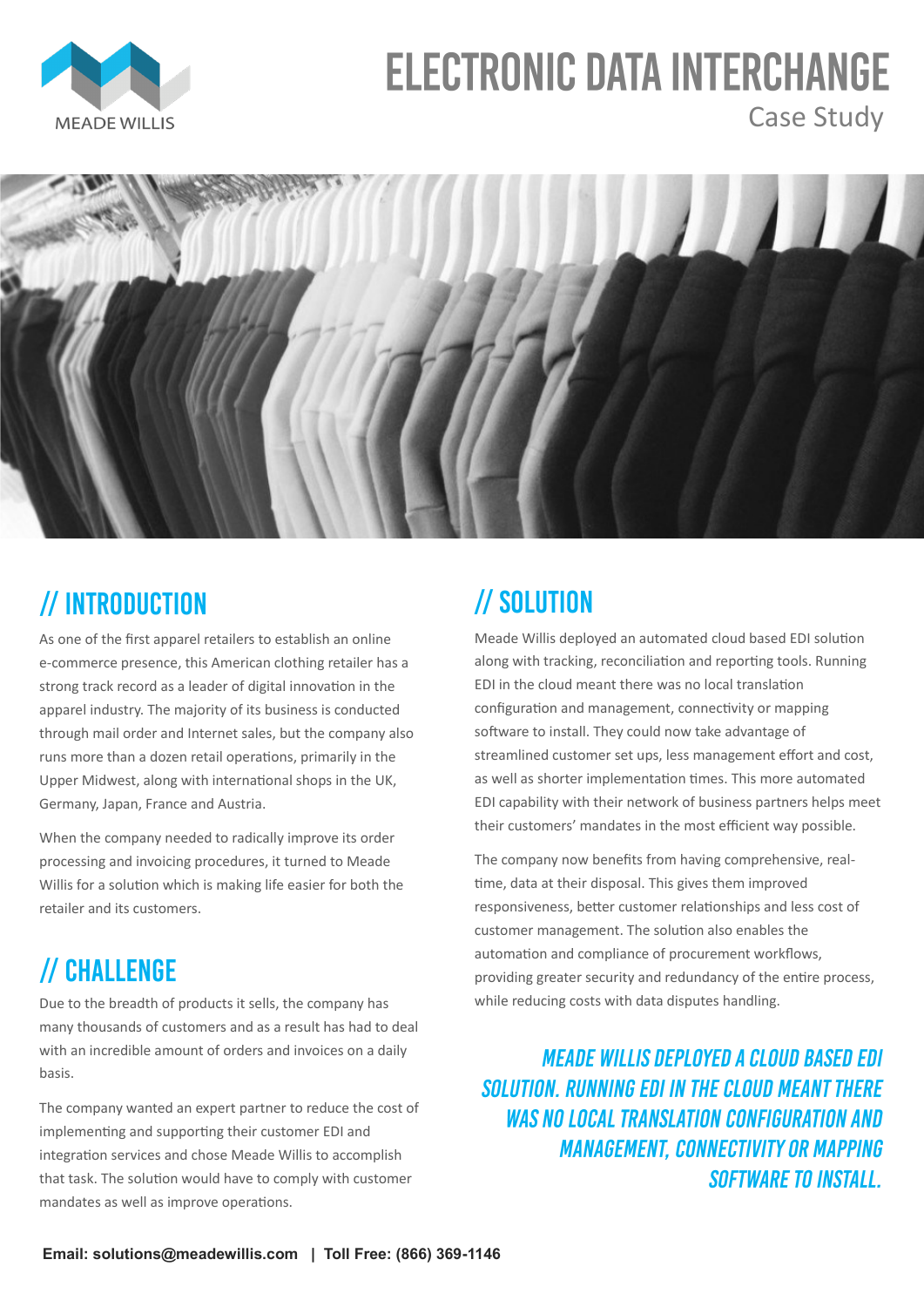MEADE WILLIS

# ELECTRONIC DATA INTERCHANGE

Case Study

## // INTRODUCTION

As one of the first apparel retailers to establish an online e-commerce presence, this American clothing retailer has a strong track record as a leader of digital innovation in the apparel industry. The majority of its business is conducted through mail order and Internet sales, but the company also runs more than a dozen retail operations, primarily in the Upper Midwest, along with international shops in the UK, Germany, Japan, France and Austria.

When the company needed to radically improve its order processing and invoicing procedures, it turned to Meade Willis for a solution which is making life easier for both the retailer and its customers.

## // CHALLENGE

Due to the breadth of products it sells, the company has many thousands of customers and as a result has had to deal with an incredible amount of orders and invoices on a daily basis.

The company wanted an expert partner to reduce the cost of implementing and supporting their customer EDI and integration services and chose Meade Willis to accomplish that task. The solution would have to comply with customer mandates as well as improve operations.

## // SOLUTION

Meade Willis deployed an automated cloud based EDI solution along with tracking, reconciliation and reporting tools. Running EDI in the cloud meant there was no local translation configuration and management, connectivity or mapping software to install. They could now take advantage of streamlined customer set ups, less management effort and cost, as well as shorter implementation times. This more automated EDI capability with their network of business partners helps meet their customers' mandates in the most efficient way possible.

The company now benefits from having comprehensive, real-time, data at their disposal. This gives them improved responsiveness, better customer relationships and less cost of customer management. The solution also enables the automation and compliance of procurement workflows, providing greater security and redundancy of the entire process, while reducing costs with data disputes handling.

***MEADE WILLIS DEPLOYED A CLOUD BASED EDI SOLUTION. RUNNING EDI IN THE CLOUD MEANT THERE WAS NO LOCAL TRANSLATION CONFIGURATION AND MANAGEMENT, CONNECTIVITY OR MAPPING SOFTWARE TO INSTALL.***

**Email: solutions@meadewillis.com | Toll Free: (866) 369-1146**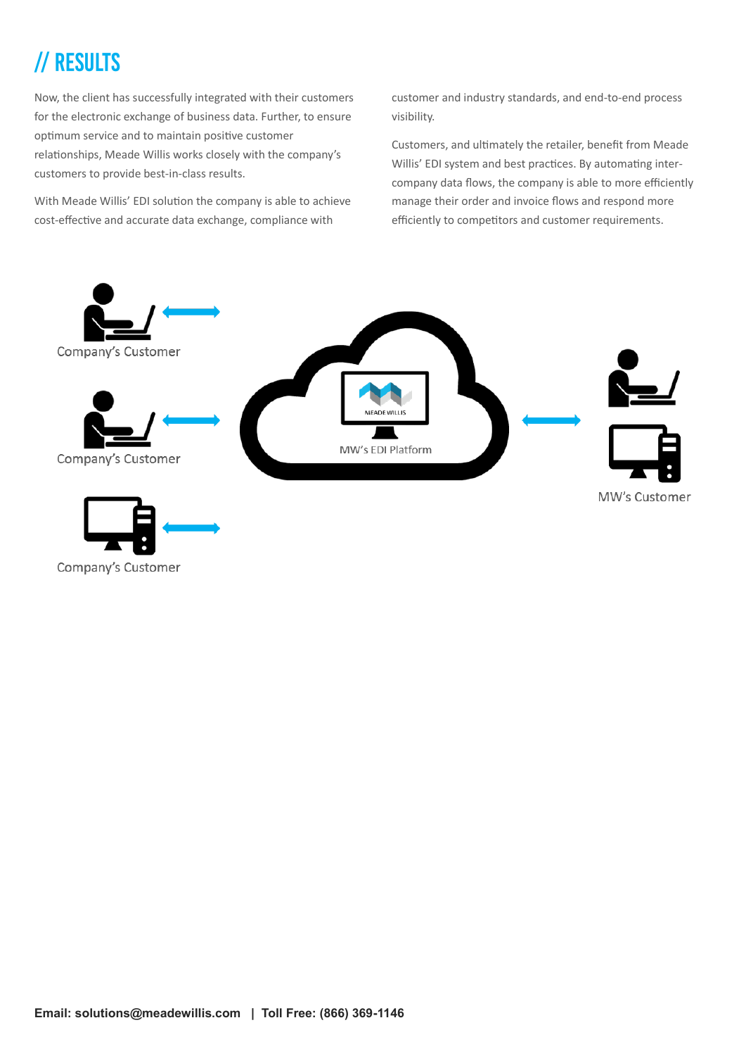# // RESULTS

Now, the client has successfully integrated with their customers for the electronic exchange of business data. Further, to ensure optimum service and to maintain positive customer relationships, Meade Willis works closely with the company's customers to provide best-in-class results.

With Meade Willis' EDI solution the company is able to achieve cost-effective and accurate data exchange, compliance with customer and industry standards, and end-to-end process visibility.

Customers, and ultimately the retailer, benefit from Meade Willis' EDI system and best practices. By automating inter-company data flows, the company is able to more efficiently manage their order and invoice flows and respond more efficiently to competitors and customer requirements.

Company's Customer

Company's Customer

Company's Customer

MEADE WILLIS

MW's EDI Platform

MW's Customer

**Email: solutions@meadewillis.com | Toll Free: (866) 369-1146**